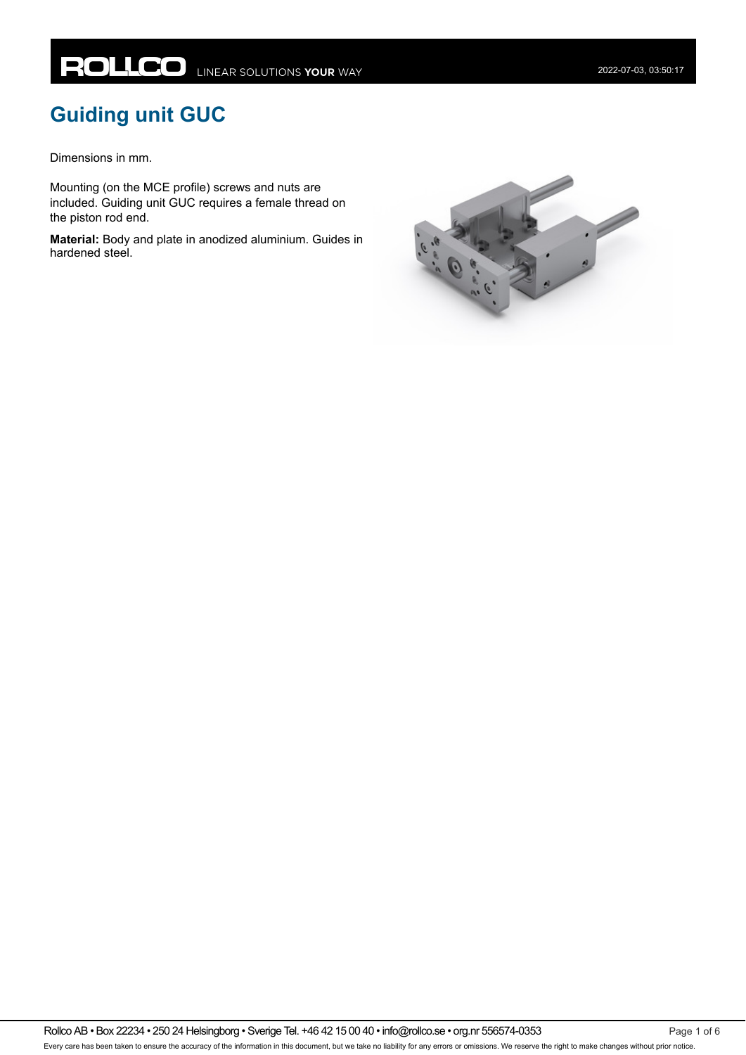# Guiding unit GUC

Dimensions in mm.

Mounting (on the MCE profile) screws and nuts are included. Guiding unit GUC requires a female thread on the piston rod end.

**Material:** Body and plate in anodized aluminium. Guides in hardened steel.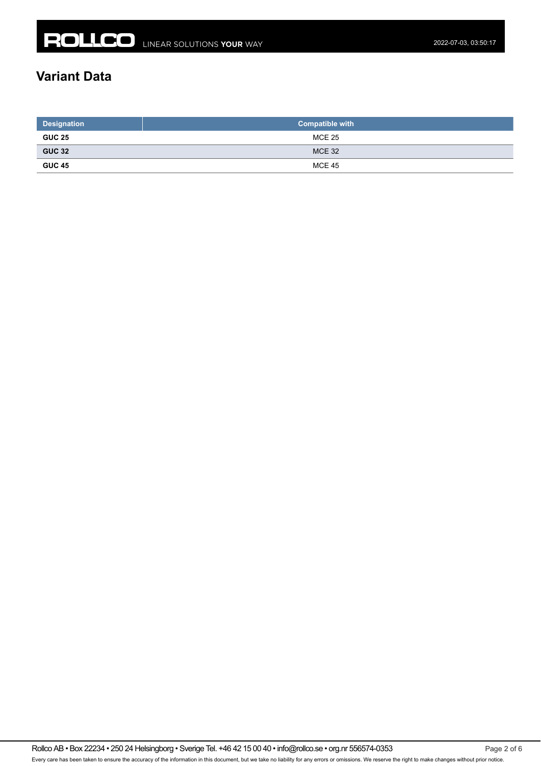## Variant Data

| Designation | Compatible with |
|---|---|
| **GUC 25** | MCE 25 |
| **GUC 32** | MCE 32 |
| **GUC 45** | MCE 45 |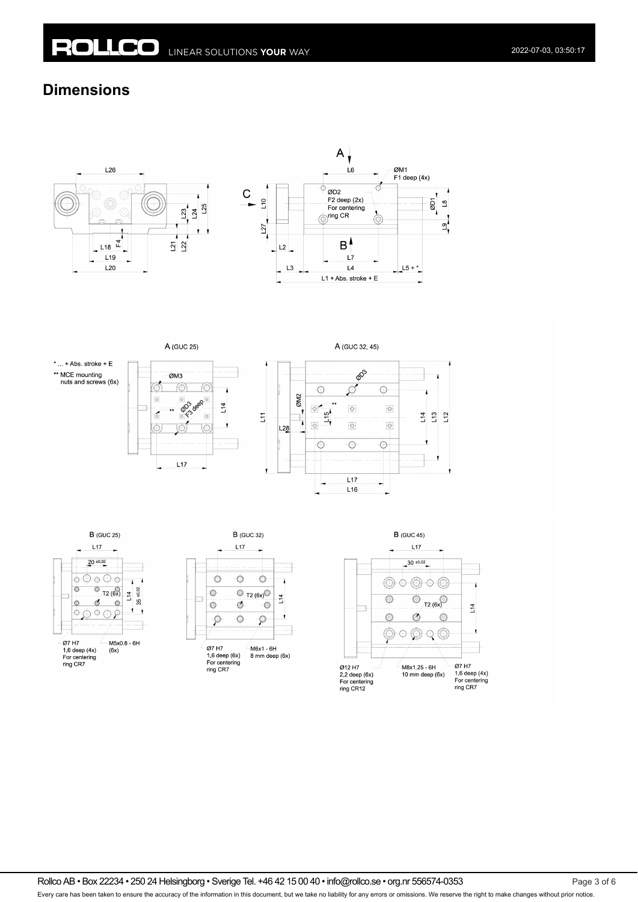## Dimensions

\* ... + Abs. stroke + E

\*\* MCE mounting nuts and screws (6x)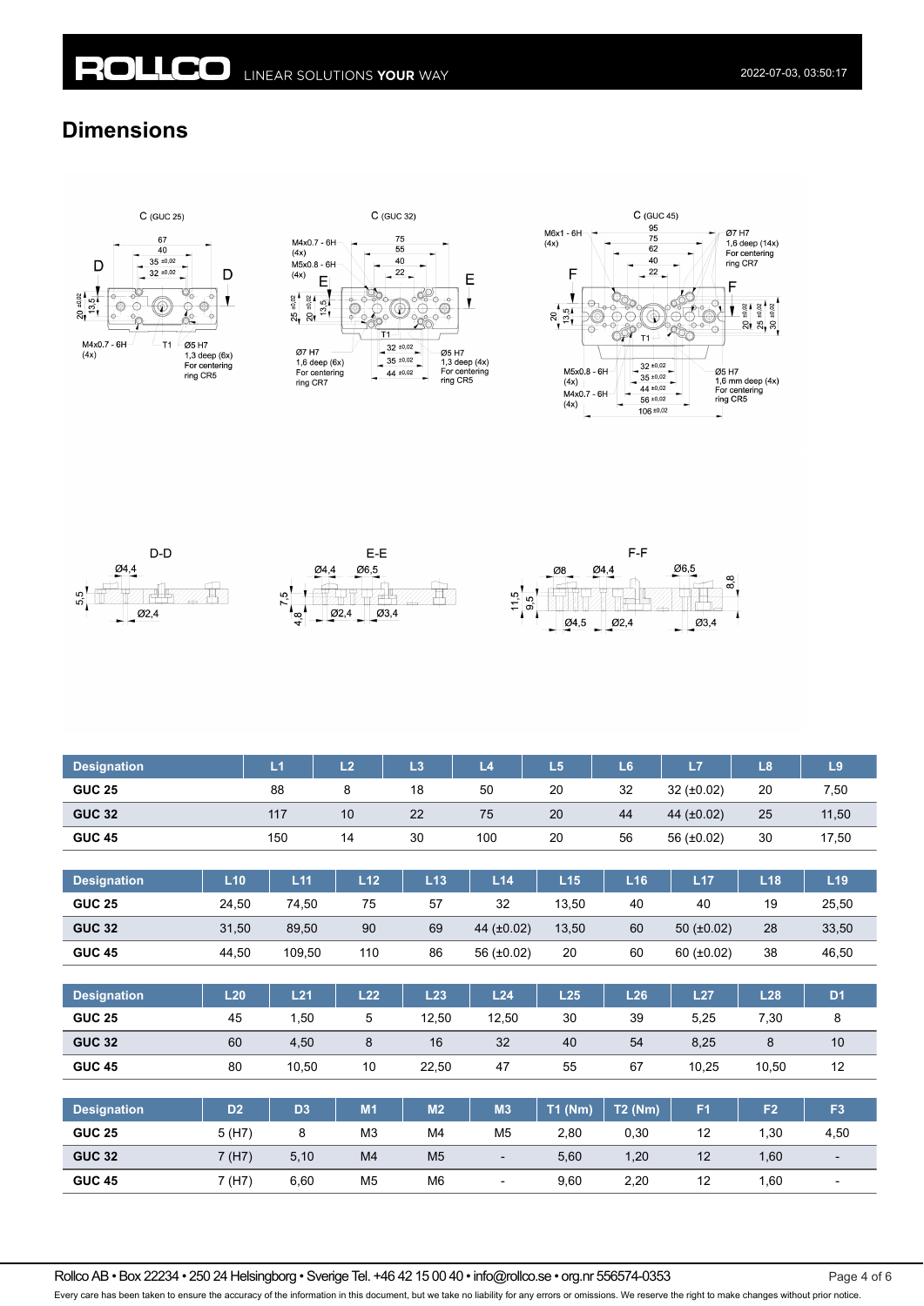## Dimensions

| Designation | L1 | L2 | L3 | L4 | L5 | L6 | L7 | L8 | L9 |
|---|---|---|---|---|---|---|---|---|---|
| GUC 25 | 88 | 8 | 18 | 50 | 20 | 32 | 32 (±0.02) | 20 | 7,50 |
| GUC 32 | 117 | 10 | 22 | 75 | 20 | 44 | 44 (±0.02) | 25 | 11,50 |
| GUC 45 | 150 | 14 | 30 | 100 | 20 | 56 | 56 (±0.02) | 30 | 17,50 |

| Designation | L10 | L11 | L12 | L13 | L14 | L15 | L16 | L17 | L18 | L19 |
|---|---|---|---|---|---|---|---|---|---|---|
| GUC 25 | 24,50 | 74,50 | 75 | 57 | 32 | 13,50 | 40 | 40 | 19 | 25,50 |
| GUC 32 | 31,50 | 89,50 | 90 | 69 | 44 (±0.02) | 13,50 | 60 | 50 (±0.02) | 28 | 33,50 |
| GUC 45 | 44,50 | 109,50 | 110 | 86 | 56 (±0.02) | 20 | 60 | 60 (±0.02) | 38 | 46,50 |

| Designation | L20 | L21 | L22 | L23 | L24 | L25 | L26 | L27 | L28 | D1 |
|---|---|---|---|---|---|---|---|---|---|---|
| GUC 25 | 45 | 1,50 | 5 | 12,50 | 12,50 | 30 | 39 | 5,25 | 7,30 | 8 |
| GUC 32 | 60 | 4,50 | 8 | 16 | 32 | 40 | 54 | 8,25 | 8 | 10 |
| GUC 45 | 80 | 10,50 | 10 | 22,50 | 47 | 55 | 67 | 10,25 | 10,50 | 12 |

| Designation | D2 | D3 | M1 | M2 | M3 | T1 (Nm) | T2 (Nm) | F1 | F2 | F3 |
|---|---|---|---|---|---|---|---|---|---|---|
| GUC 25 | 5 (H7) | 8 | M3 | M4 | M5 | 2,80 | 0,30 | 12 | 1,30 | 4,50 |
| GUC 32 | 7 (H7) | 5,10 | M4 | M5 | - | 5,60 | 1,20 | 12 | 1,60 | - |
| GUC 45 | 7 (H7) | 6,60 | M5 | M6 | - | 9,60 | 2,20 | 12 | 1,60 | - |

Rollco AB • Box 22234 • 250 24 Helsingborg • Sverige Tel. +46 42 15 00 40 • info@rollco.se • org.nr 556574-0353

Every care has been taken to ensure the accuracy of the information in this document, but we take no liability for any errors or omissions. We reserve the right to make changes without prior notice.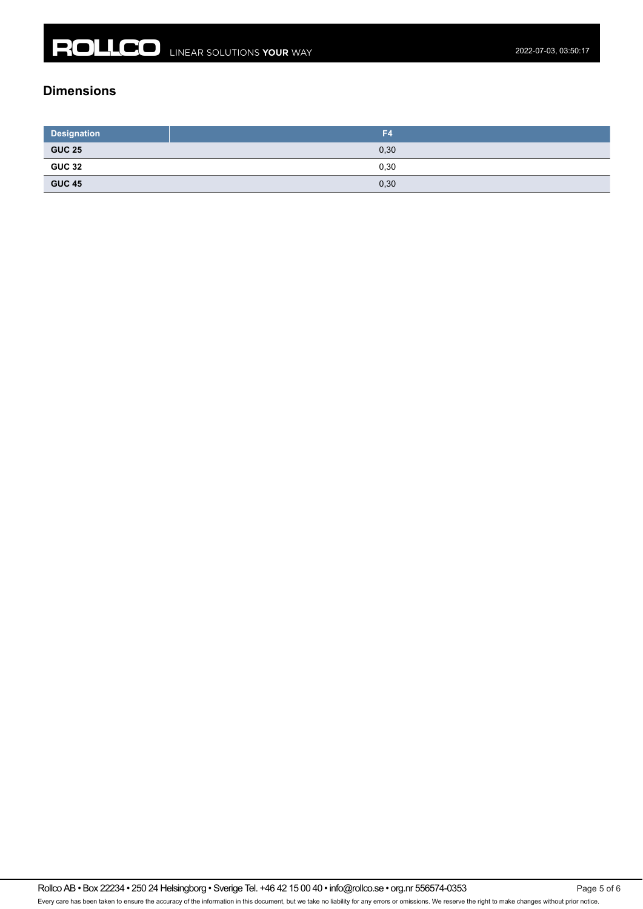## Dimensions

| Designation | F4 |
|---|---|
| **GUC 25** | 0,30 |
| **GUC 32** | 0,30 |
| **GUC 45** | 0,30 |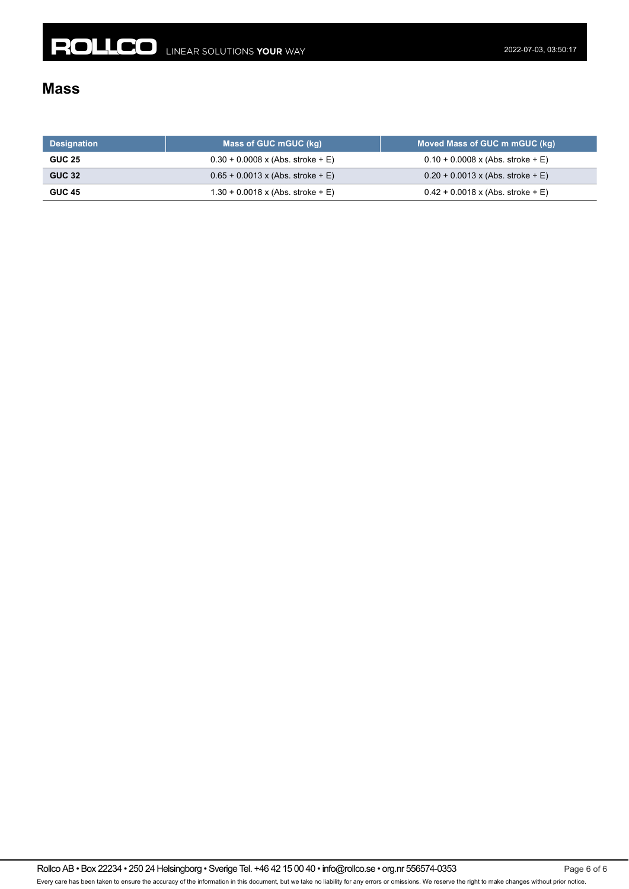# Mass

| Designation | Mass of GUC mGUC (kg) | Moved Mass of GUC m mGUC (kg) |
|---|---|---|
| **GUC 25** | 0.30 + 0.0008 x (Abs. stroke + E) | 0.10 + 0.0008 x (Abs. stroke + E) |
| **GUC 32** | 0.65 + 0.0013 x (Abs. stroke + E) | 0.20 + 0.0013 x (Abs. stroke + E) |
| **GUC 45** | 1.30 + 0.0018 x (Abs. stroke + E) | 0.42 + 0.0018 x (Abs. stroke + E) |